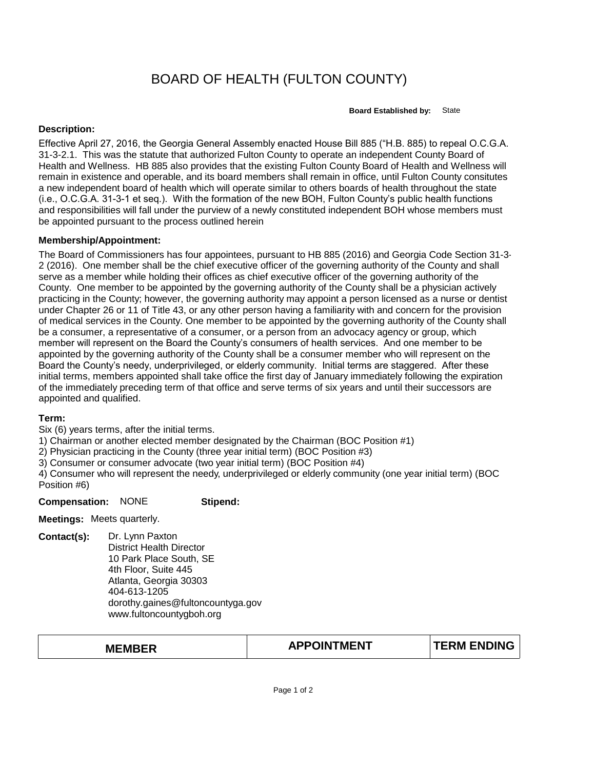# BOARD OF HEALTH (FULTON COUNTY)

**Board Established by:** State

**Description:**

Effective April 27, 2016, the Georgia General Assembly enacted House Bill 885 ("H.B. 885) to repeal O.C.G.A. 31-3-2.1. This was the statute that authorized Fulton County to operate an independent County Board of Health and Wellness. HB 885 also provides that the existing Fulton County Board of Health and Wellness will remain in existence and operable, and its board members shall remain in office, until Fulton County consitutes a new independent board of health which will operate similar to others boards of health throughout the state (i.e., O.C.G.A. 31-3-1 et seq.). With the formation of the new BOH, Fulton County's public health functions and responsibilities will fall under the purview of a newly constituted independent BOH whose members must be appointed pursuant to the process outlined herein

**Membership/Appointment:**

The Board of Commissioners has four appointees, pursuant to HB 885 (2016) and Georgia Code Section 31-3-2 (2016). One member shall be the chief executive officer of the governing authority of the County and shall serve as a member while holding their offices as chief executive officer of the governing authority of the County. One member to be appointed by the governing authority of the County shall be a physician actively practicing in the County; however, the governing authority may appoint a person licensed as a nurse or dentist under Chapter 26 or 11 of Title 43, or any other person having a familiarity with and concern for the provision of medical services in the County. One member to be appointed by the governing authority of the County shall be a consumer, a representative of a consumer, or a person from an advocacy agency or group, which member will represent on the Board the County's consumers of health services. And one member to be appointed by the governing authority of the County shall be a consumer member who will represent on the Board the County's needy, underprivileged, or elderly community. Initial terms are staggered. After these initial terms, members appointed shall take office the first day of January immediately following the expiration of the immediately preceding term of that office and serve terms of six years and until their successors are appointed and qualified.

**Term:**

Six (6) years terms, after the initial terms.
1) Chairman or another elected member designated by the Chairman (BOC Position #1)
2) Physician practicing in the County (three year initial term) (BOC Position #3)
3) Consumer or consumer advocate (two year initial term) (BOC Position #4)
4) Consumer who will represent the needy, underprivileged or elderly community (one year initial term) (BOC Position #6)

**Compensation:** NONE **Stipend:**

**Meetings:** Meets quarterly.

**Contact(s):**
Dr. Lynn Paxton
District Health Director
10 Park Place South, SE
4th Floor, Suite 445
Atlanta, Georgia 30303
404-613-1205
dorothy.gaines@fultoncountyga.gov
www.fultoncountygboh.org

| MEMBER | APPOINTMENT | TERM ENDING |
|---|---|---|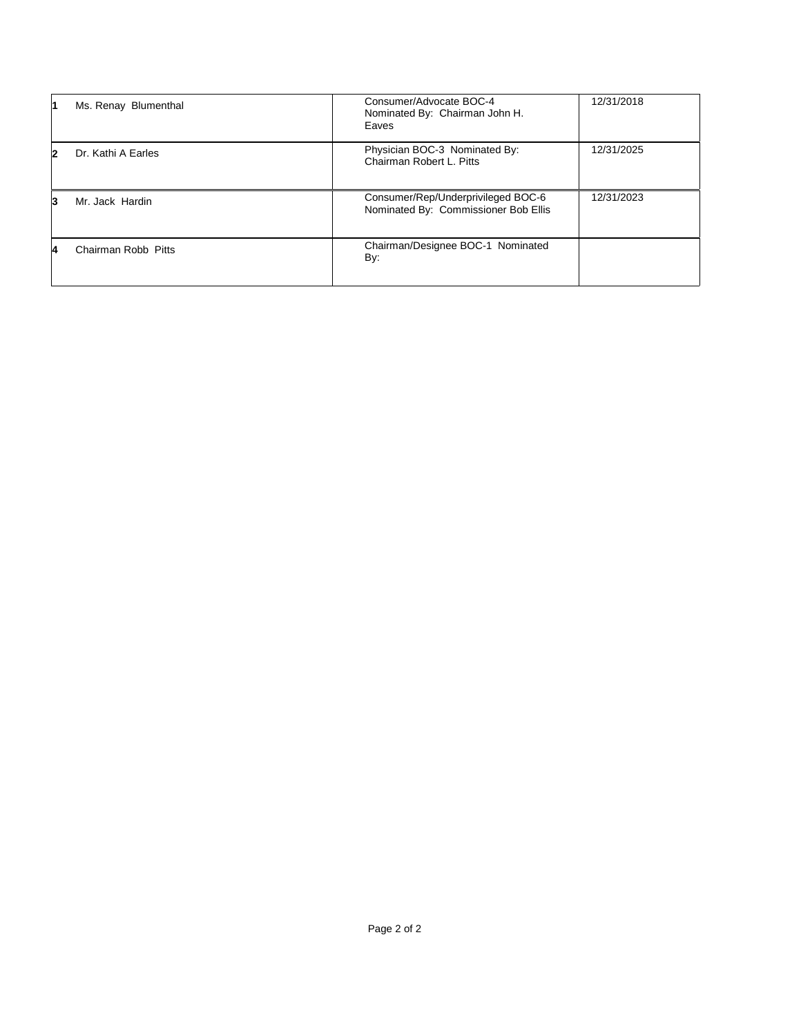| | | | |
|---|---|---|---|
| **1** | Ms. Renay Blumenthal | Consumer/Advocate BOC-4 Nominated By: Chairman John H. Eaves | 12/31/2018 |
| **2** | Dr. Kathi A Earles | Physician BOC-3 Nominated By: Chairman Robert L. Pitts | 12/31/2025 |
| **3** | Mr. Jack Hardin | Consumer/Rep/Underprivileged BOC-6 Nominated By: Commissioner Bob Ellis | 12/31/2023 |
| **4** | Chairman Robb Pitts | Chairman/Designee BOC-1 Nominated By: | |